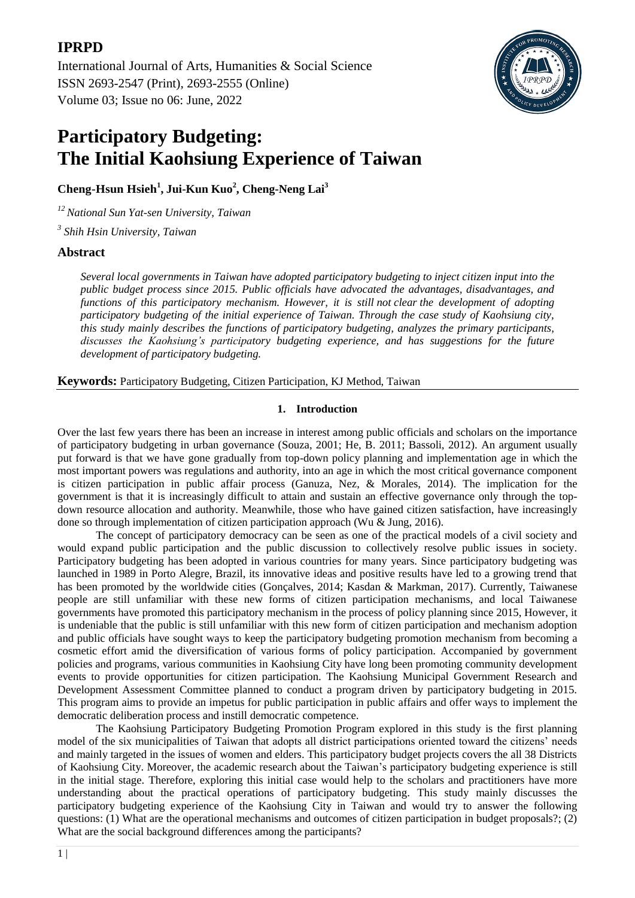# Participatory Budgeting: The Initial Kaohsiung Experience of Taiwan

**Cheng-Hsun Hsieh[1], Jui-Kun Kuo[2], Cheng-Neng Lai[3]**

*[12] National Sun Yat-sen University, Taiwan*

*[3] Shih Hsin University, Taiwan*

## Abstract

*Several local governments in Taiwan have adopted participatory budgeting to inject citizen input into the public budget process since 2015. Public officials have advocated the advantages, disadvantages, and functions of this participatory mechanism. However, it is still not clear the development of adopting participatory budgeting of the initial experience of Taiwan. Through the case study of Kaohsiung city, this study mainly describes the functions of participatory budgeting, analyzes the primary participants, discusses the Kaohsiung's participatory budgeting experience, and has suggestions for the future development of participatory budgeting.*

**Keywords:** Participatory Budgeting, Citizen Participation, KJ Method, Taiwan

## 1. Introduction

Over the last few years there has been an increase in interest among public officials and scholars on the importance of participatory budgeting in urban governance (Souza, 2001; He, B. 2011; Bassoli, 2012). An argument usually put forward is that we have gone gradually from top-down policy planning and implementation age in which the most important powers was regulations and authority, into an age in which the most critical governance component is citizen participation in public affair process (Ganuza, Nez, & Morales, 2014). The implication for the government is that it is increasingly difficult to attain and sustain an effective governance only through the top-down resource allocation and authority. Meanwhile, those who have gained citizen satisfaction, have increasingly done so through implementation of citizen participation approach (Wu & Jung, 2016).

The concept of participatory democracy can be seen as one of the practical models of a civil society and would expand public participation and the public discussion to collectively resolve public issues in society. Participatory budgeting has been adopted in various countries for many years. Since participatory budgeting was launched in 1989 in Porto Alegre, Brazil, its innovative ideas and positive results have led to a growing trend that has been promoted by the worldwide cities (Gonçalves, 2014; Kasdan & Markman, 2017). Currently, Taiwanese people are still unfamiliar with these new forms of citizen participation mechanisms, and local Taiwanese governments have promoted this participatory mechanism in the process of policy planning since 2015, However, it is undeniable that the public is still unfamiliar with this new form of citizen participation and mechanism adoption and public officials have sought ways to keep the participatory budgeting promotion mechanism from becoming a cosmetic effort amid the diversification of various forms of policy participation. Accompanied by government policies and programs, various communities in Kaohsiung City have long been promoting community development events to provide opportunities for citizen participation. The Kaohsiung Municipal Government Research and Development Assessment Committee planned to conduct a program driven by participatory budgeting in 2015. This program aims to provide an impetus for public participation in public affairs and offer ways to implement the democratic deliberation process and instill democratic competence.

The Kaohsiung Participatory Budgeting Promotion Program explored in this study is the first planning model of the six municipalities of Taiwan that adopts all district participations oriented toward the citizens' needs and mainly targeted in the issues of women and elders. This participatory budget projects covers the all 38 Districts of Kaohsiung City. Moreover, the academic research about the Taiwan's participatory budgeting experience is still in the initial stage. Therefore, exploring this initial case would help to the scholars and practitioners have more understanding about the practical operations of participatory budgeting. This study mainly discusses the participatory budgeting experience of the Kaohsiung City in Taiwan and would try to answer the following questions: (1) What are the operational mechanisms and outcomes of citizen participation in budget proposals?; (2) What are the social background differences among the participants?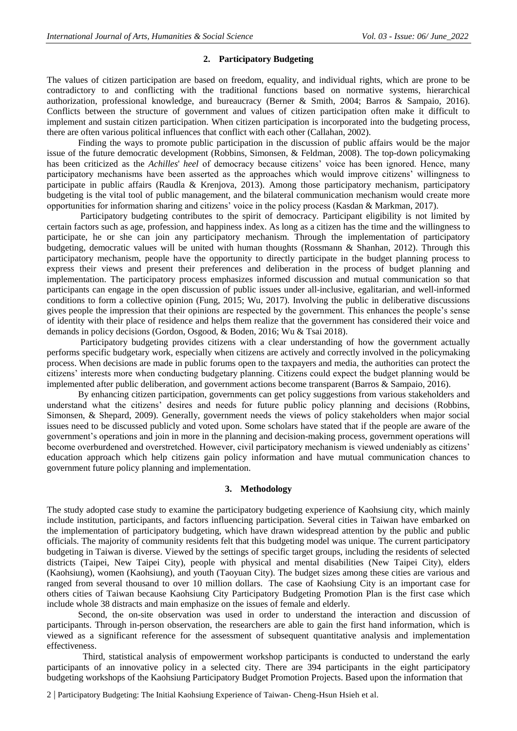## 2. Participatory Budgeting

The values of citizen participation are based on freedom, equality, and individual rights, which are prone to be contradictory to and conflicting with the traditional functions based on normative systems, hierarchical authorization, professional knowledge, and bureaucracy (Berner & Smith, 2004; Barros & Sampaio, 2016). Conflicts between the structure of government and values of citizen participation often make it difficult to implement and sustain citizen participation. When citizen participation is incorporated into the budgeting process, there are often various political influences that conflict with each other (Callahan, 2002).

Finding the ways to promote public participation in the discussion of public affairs would be the major issue of the future democratic development (Robbins, Simonsen, & Feldman, 2008). The top-down policymaking has been criticized as the *Achilles' heel* of democracy because citizens' voice has been ignored. Hence, many participatory mechanisms have been asserted as the approaches which would improve citizens' willingness to participate in public affairs (Raudla & Krenjova, 2013). Among those participatory mechanism, participatory budgeting is the vital tool of public management, and the bilateral communication mechanism would create more opportunities for information sharing and citizens' voice in the policy process (Kasdan & Markman, 2017).

Participatory budgeting contributes to the spirit of democracy. Participant eligibility is not limited by certain factors such as age, profession, and happiness index. As long as a citizen has the time and the willingness to participate, he or she can join any participatory mechanism. Through the implementation of participatory budgeting, democratic values will be united with human thoughts (Rossmann & Shanhan, 2012). Through this participatory mechanism, people have the opportunity to directly participate in the budget planning process to express their views and present their preferences and deliberation in the process of budget planning and implementation. The participatory process emphasizes informed discussion and mutual communication so that participants can engage in the open discussion of public issues under all-inclusive, egalitarian, and well-informed conditions to form a collective opinion (Fung, 2015; Wu, 2017). Involving the public in deliberative discussions gives people the impression that their opinions are respected by the government. This enhances the people's sense of identity with their place of residence and helps them realize that the government has considered their voice and demands in policy decisions (Gordon, Osgood, & Boden, 2016; Wu & Tsai 2018).

Participatory budgeting provides citizens with a clear understanding of how the government actually performs specific budgetary work, especially when citizens are actively and correctly involved in the policymaking process. When decisions are made in public forums open to the taxpayers and media, the authorities can protect the citizens' interests more when conducting budgetary planning. Citizens could expect the budget planning would be implemented after public deliberation, and government actions become transparent (Barros & Sampaio, 2016).

By enhancing citizen participation, governments can get policy suggestions from various stakeholders and understand what the citizens' desires and needs for future public policy planning and decisions (Robbins, Simonsen, & Shepard, 2009). Generally, government needs the views of policy stakeholders when major social issues need to be discussed publicly and voted upon. Some scholars have stated that if the people are aware of the government's operations and join in more in the planning and decision-making process, government operations will become overburdened and overstretched. However, civil participatory mechanism is viewed undeniably as citizens' education approach which help citizens gain policy information and have mutual communication chances to government future policy planning and implementation.

## 3. Methodology

The study adopted case study to examine the participatory budgeting experience of Kaohsiung city, which mainly include institution, participants, and factors influencing participation. Several cities in Taiwan have embarked on the implementation of participatory budgeting, which have drawn widespread attention by the public and public officials. The majority of community residents felt that this budgeting model was unique. The current participatory budgeting in Taiwan is diverse. Viewed by the settings of specific target groups, including the residents of selected districts (Taipei, New Taipei City), people with physical and mental disabilities (New Taipei City), elders (Kaohsiung), women (Kaohsiung), and youth (Taoyuan City). The budget sizes among these cities are various and ranged from several thousand to over 10 million dollars. The case of Kaohsiung City is an important case for others cities of Taiwan because Kaohsiung City Participatory Budgeting Promotion Plan is the first case which include whole 38 distracts and main emphasize on the issues of female and elderly.

Second, the on-site observation was used in order to understand the interaction and discussion of participants. Through in-person observation, the researchers are able to gain the first hand information, which is viewed as a significant reference for the assessment of subsequent quantitative analysis and implementation effectiveness.

Third, statistical analysis of empowerment workshop participants is conducted to understand the early participants of an innovative policy in a selected city. There are 394 participants in the eight participatory budgeting workshops of the Kaohsiung Participatory Budget Promotion Projects. Based upon the information that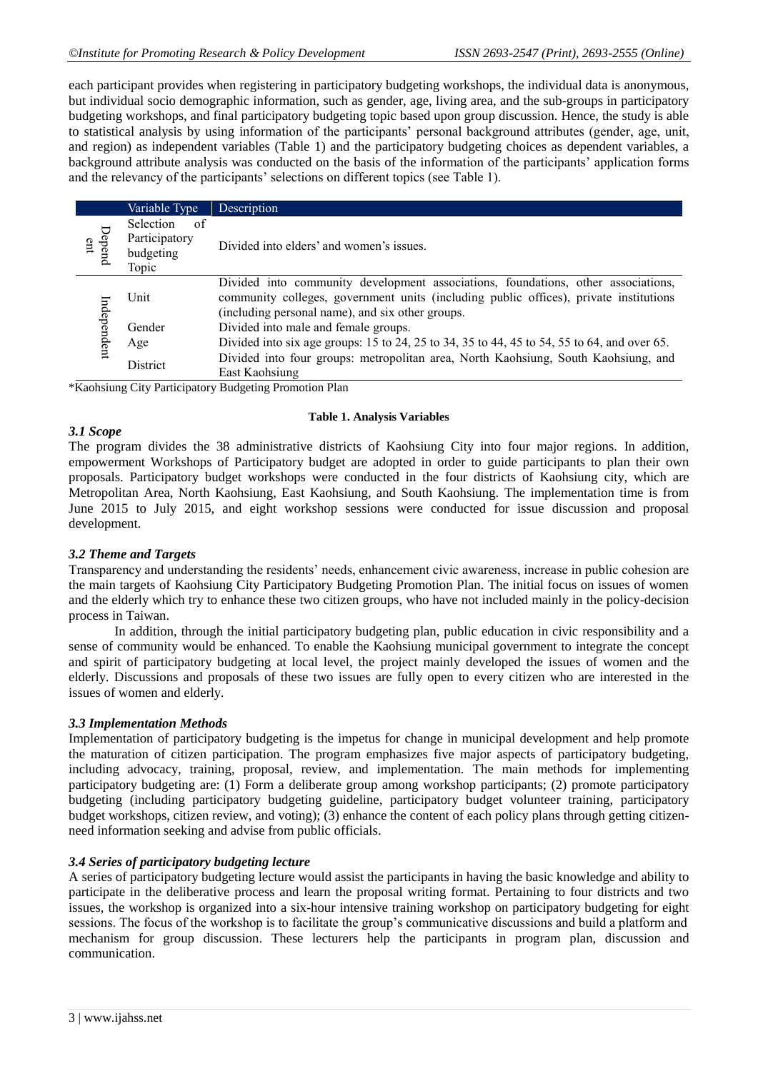each participant provides when registering in participatory budgeting workshops, the individual data is anonymous, but individual socio demographic information, such as gender, age, living area, and the sub-groups in participatory budgeting workshops, and final participatory budgeting topic based upon group discussion. Hence, the study is able to statistical analysis by using information of the participants' personal background attributes (gender, age, unit, and region) as independent variables (Table 1) and the participatory budgeting choices as dependent variables, a background attribute analysis was conducted on the basis of the information of the participants' application forms and the relevancy of the participants' selections on different topics (see Table 1).

| | Variable Type | Description |
|---|---|---|
| Dependent | Selection of Participatory budgeting Topic | Divided into elders' and women's issues. |
| Independent | Unit | Divided into community development associations, foundations, other associations, community colleges, government units (including public offices), private institutions (including personal name), and six other groups. |
| | Gender | Divided into male and female groups. |
| | Age | Divided into six age groups: 15 to 24, 25 to 34, 35 to 44, 45 to 54, 55 to 64, and over 65. |
| | District | Divided into four groups: metropolitan area, North Kaohsiung, South Kaohsiung, and East Kaohsiung |

*Kaohsiung City Participatory Budgeting Promotion Plan

**Table 1. Analysis Variables**

### *3.1 Scope*

The program divides the 38 administrative districts of Kaohsiung City into four major regions. In addition, empowerment Workshops of Participatory budget are adopted in order to guide participants to plan their own proposals. Participatory budget workshops were conducted in the four districts of Kaohsiung city, which are Metropolitan Area, North Kaohsiung, East Kaohsiung, and South Kaohsiung. The implementation time is from June 2015 to July 2015, and eight workshop sessions were conducted for issue discussion and proposal development.

### *3.2 Theme and Targets*

Transparency and understanding the residents' needs, enhancement civic awareness, increase in public cohesion are the main targets of Kaohsiung City Participatory Budgeting Promotion Plan. The initial focus on issues of women and the elderly which try to enhance these two citizen groups, who have not included mainly in the policy-decision process in Taiwan.

In addition, through the initial participatory budgeting plan, public education in civic responsibility and a sense of community would be enhanced. To enable the Kaohsiung municipal government to integrate the concept and spirit of participatory budgeting at local level, the project mainly developed the issues of women and the elderly. Discussions and proposals of these two issues are fully open to every citizen who are interested in the issues of women and elderly.

### *3.3 Implementation Methods*

Implementation of participatory budgeting is the impetus for change in municipal development and help promote the maturation of citizen participation. The program emphasizes five major aspects of participatory budgeting, including advocacy, training, proposal, review, and implementation. The main methods for implementing participatory budgeting are: (1) Form a deliberate group among workshop participants; (2) promote participatory budgeting (including participatory budgeting guideline, participatory budget volunteer training, participatory budget workshops, citizen review, and voting); (3) enhance the content of each policy plans through getting citizen-need information seeking and advise from public officials.

### *3.4 Series of participatory budgeting lecture*

A series of participatory budgeting lecture would assist the participants in having the basic knowledge and ability to participate in the deliberative process and learn the proposal writing format. Pertaining to four districts and two issues, the workshop is organized into a six-hour intensive training workshop on participatory budgeting for eight sessions. The focus of the workshop is to facilitate the group's communicative discussions and build a platform and mechanism for group discussion. These lecturers help the participants in program plan, discussion and communication.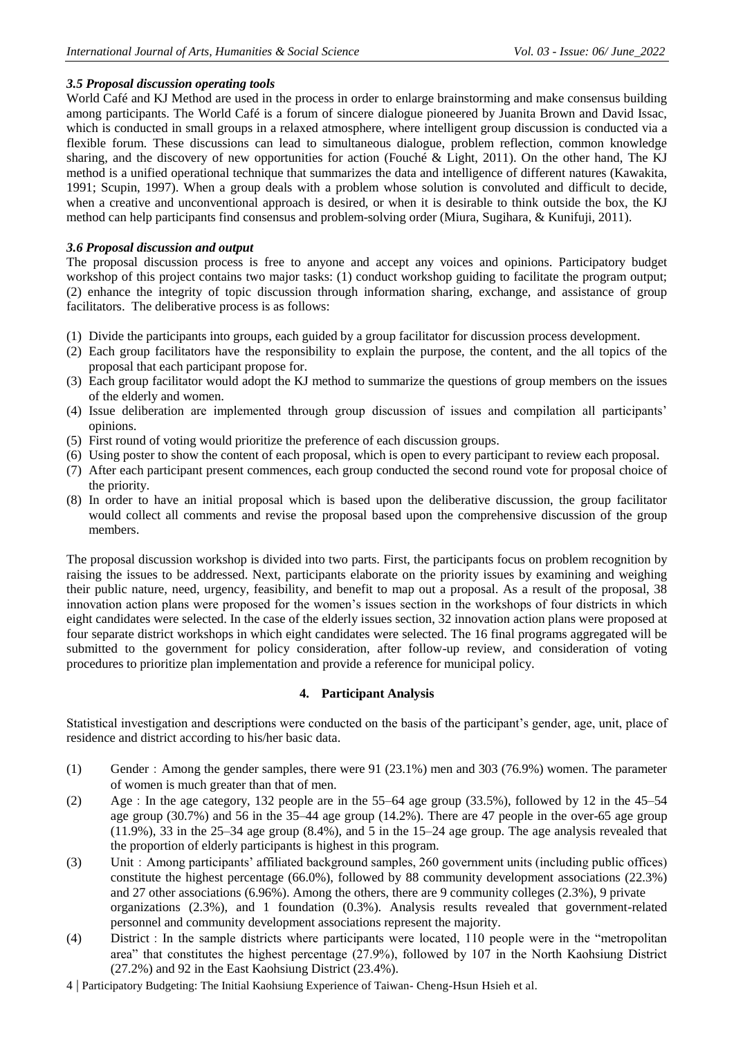### *3.5 Proposal discussion operating tools*

World Café and KJ Method are used in the process in order to enlarge brainstorming and make consensus building among participants. The World Café is a forum of sincere dialogue pioneered by Juanita Brown and David Issac, which is conducted in small groups in a relaxed atmosphere, where intelligent group discussion is conducted via a flexible forum. These discussions can lead to simultaneous dialogue, problem reflection, common knowledge sharing, and the discovery of new opportunities for action (Fouché & Light, 2011). On the other hand, The KJ method is a unified operational technique that summarizes the data and intelligence of different natures (Kawakita, 1991; Scupin, 1997). When a group deals with a problem whose solution is convoluted and difficult to decide, when a creative and unconventional approach is desired, or when it is desirable to think outside the box, the KJ method can help participants find consensus and problem-solving order (Miura, Sugihara, & Kunifuji, 2011).

### *3.6 Proposal discussion and output*

The proposal discussion process is free to anyone and accept any voices and opinions. Participatory budget workshop of this project contains two major tasks: (1) conduct workshop guiding to facilitate the program output; (2) enhance the integrity of topic discussion through information sharing, exchange, and assistance of group facilitators. The deliberative process is as follows:

(1) Divide the participants into groups, each guided by a group facilitator for discussion process development.
(2) Each group facilitators have the responsibility to explain the purpose, the content, and the all topics of the proposal that each participant propose for.
(3) Each group facilitator would adopt the KJ method to summarize the questions of group members on the issues of the elderly and women.
(4) Issue deliberation are implemented through group discussion of issues and compilation all participants' opinions.
(5) First round of voting would prioritize the preference of each discussion groups.
(6) Using poster to show the content of each proposal, which is open to every participant to review each proposal.
(7) After each participant present commences, each group conducted the second round vote for proposal choice of the priority.
(8) In order to have an initial proposal which is based upon the deliberative discussion, the group facilitator would collect all comments and revise the proposal based upon the comprehensive discussion of the group members.

The proposal discussion workshop is divided into two parts. First, the participants focus on problem recognition by raising the issues to be addressed. Next, participants elaborate on the priority issues by examining and weighing their public nature, need, urgency, feasibility, and benefit to map out a proposal. As a result of the proposal, 38 innovation action plans were proposed for the women's issues section in the workshops of four districts in which eight candidates were selected. In the case of the elderly issues section, 32 innovation action plans were proposed at four separate district workshops in which eight candidates were selected. The 16 final programs aggregated will be submitted to the government for policy consideration, after follow-up review, and consideration of voting procedures to prioritize plan implementation and provide a reference for municipal policy.

## 4. Participant Analysis

Statistical investigation and descriptions were conducted on the basis of the participant's gender, age, unit, place of residence and district according to his/her basic data.

(1) Gender：Among the gender samples, there were 91 (23.1%) men and 303 (76.9%) women. The parameter of women is much greater than that of men.
(2) Age：In the age category, 132 people are in the 55–64 age group (33.5%), followed by 12 in the 45–54 age group (30.7%) and 56 in the 35–44 age group (14.2%). There are 47 people in the over-65 age group (11.9%), 33 in the 25–34 age group (8.4%), and 5 in the 15–24 age group. The age analysis revealed that the proportion of elderly participants is highest in this program.
(3) Unit：Among participants' affiliated background samples, 260 government units (including public offices) constitute the highest percentage (66.0%), followed by 88 community development associations (22.3%) and 27 other associations (6.96%). Among the others, there are 9 community colleges (2.3%), 9 private organizations (2.3%), and 1 foundation (0.3%). Analysis results revealed that government-related personnel and community development associations represent the majority.
(4) District：In the sample districts where participants were located, 110 people were in the "metropolitan area" that constitutes the highest percentage (27.9%), followed by 107 in the North Kaohsiung District (27.2%) and 92 in the East Kaohsiung District (23.4%).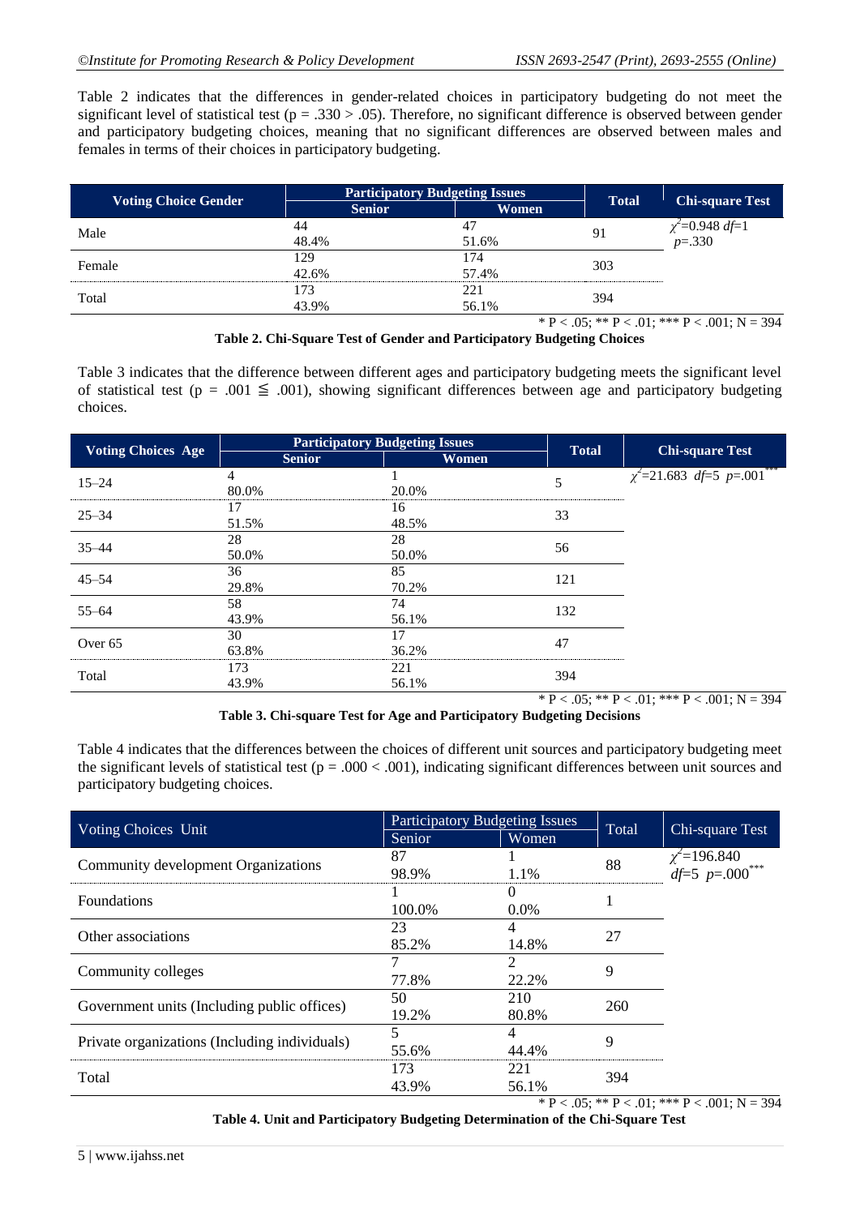Table 2 indicates that the differences in gender-related choices in participatory budgeting do not meet the significant level of statistical test (p = .330 > .05). Therefore, no significant difference is observed between gender and participatory budgeting choices, meaning that no significant differences are observed between males and females in terms of their choices in participatory budgeting.

| Voting Choice Gender | Participatory Budgeting Issues | | Total | Chi-square Test |
|---|---|---|---|---|
| | Senior | Women | | |
| Male | 44<br>48.4% | 47<br>51.6% | 91 | $\chi^2$=0.948 *df*=1<br>*p*=.330 |
| Female | 129<br>42.6% | 174<br>57.4% | 303 | |
| Total | 173<br>43.9% | 221<br>56.1% | 394 | |

\* P < .05; ** P < .01; *** P < .001; N = 394

**Table 2. Chi-Square Test of Gender and Participatory Budgeting Choices**

Table 3 indicates that the difference between different ages and participatory budgeting meets the significant level of statistical test (p = .001 ≦ .001), showing significant differences between age and participatory budgeting choices.

| Voting Choices Age | Participatory Budgeting Issues | | Total | Chi-square Test |
|---|---|---|---|---|
| | Senior | Women | | |
| 15–24 | 4<br>80.0% | 1<br>20.0% | 5 | $\chi^2$=21.683 *df*=5 *p*=.001*** |
| 25–34 | 17<br>51.5% | 16<br>48.5% | 33 | |
| 35–44 | 28<br>50.0% | 28<br>50.0% | 56 | |
| 45–54 | 36<br>29.8% | 85<br>70.2% | 121 | |
| 55–64 | 58<br>43.9% | 74<br>56.1% | 132 | |
| Over 65 | 30<br>63.8% | 17<br>36.2% | 47 | |
| Total | 173<br>43.9% | 221<br>56.1% | 394 | |

\* P < .05; ** P < .01; *** P < .001; N = 394

**Table 3. Chi-square Test for Age and Participatory Budgeting Decisions**

Table 4 indicates that the differences between the choices of different unit sources and participatory budgeting meet the significant levels of statistical test (p = .000 < .001), indicating significant differences between unit sources and participatory budgeting choices.

| Voting Choices Unit | Participatory Budgeting Issues | | Total | Chi-square Test |
|---|---|---|---|---|
| | Senior | Women | | |
| Community development Organizations | 87<br>98.9% | 1<br>1.1% | 88 | $\chi^2$=196.840<br>*df*=5 *p*=.000*** |
| Foundations | 1<br>100.0% | 0<br>0.0% | 1 | |
| Other associations | 23<br>85.2% | 4<br>14.8% | 27 | |
| Community colleges | 7<br>77.8% | 2<br>22.2% | 9 | |
| Government units (Including public offices) | 50<br>19.2% | 210<br>80.8% | 260 | |
| Private organizations (Including individuals) | 5<br>55.6% | 4<br>44.4% | 9 | |
| Total | 173<br>43.9% | 221<br>56.1% | 394 | |

\* P < .05; ** P < .01; *** P < .001; N = 394

**Table 4. Unit and Participatory Budgeting Determination of the Chi-Square Test**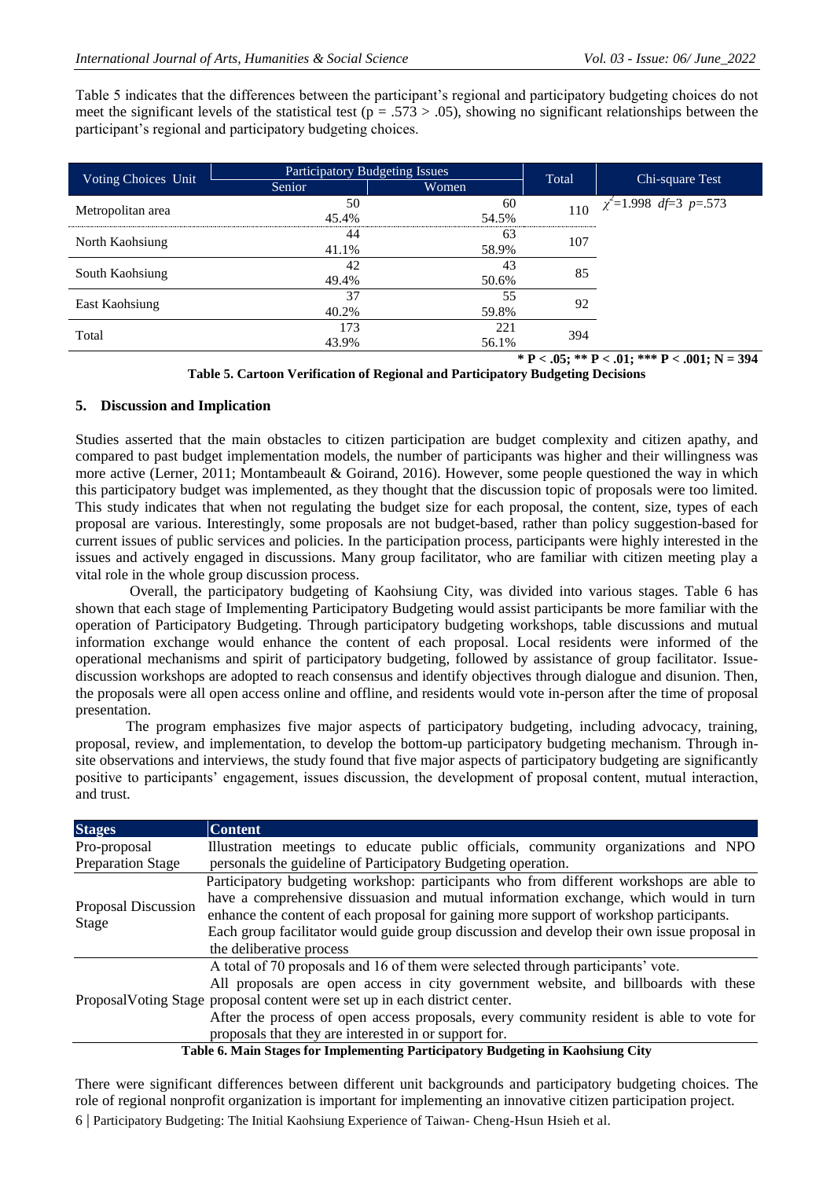Table 5 indicates that the differences between the participant's regional and participatory budgeting choices do not meet the significant levels of the statistical test ($p = .573 > .05$), showing no significant relationships between the participant's regional and participatory budgeting choices.

| Voting Choices Unit | Participatory Budgeting Issues | | Total | Chi-square Test |
|---|---|---|---|---|
| | Senior | Women | | |
| Metropolitan area | 50<br>45.4% | 60<br>54.5% | 110 | $\chi^2$=1.998 *df*=3 *p*=.573 |
| North Kaohsiung | 44<br>41.1% | 63<br>58.9% | 107 | |
| South Kaohsiung | 42<br>49.4% | 43<br>50.6% | 85 | |
| East Kaohsiung | 37<br>40.2% | 55<br>59.8% | 92 | |
| Total | 173<br>43.9% | 221<br>56.1% | 394 | |

**\* P < .05; \*\* P < .01; \*\*\* P < .001; N = 394**

**Table 5. Cartoon Verification of Regional and Participatory Budgeting Decisions**

## 5. Discussion and Implication

Studies asserted that the main obstacles to citizen participation are budget complexity and citizen apathy, and compared to past budget implementation models, the number of participants was higher and their willingness was more active (Lerner, 2011; Montambeault & Goirand, 2016). However, some people questioned the way in which this participatory budget was implemented, as they thought that the discussion topic of proposals were too limited. This study indicates that when not regulating the budget size for each proposal, the content, size, types of each proposal are various. Interestingly, some proposals are not budget-based, rather than policy suggestion-based for current issues of public services and policies. In the participation process, participants were highly interested in the issues and actively engaged in discussions. Many group facilitator, who are familiar with citizen meeting play a vital role in the whole group discussion process.

Overall, the participatory budgeting of Kaohsiung City, was divided into various stages. Table 6 has shown that each stage of Implementing Participatory Budgeting would assist participants be more familiar with the operation of Participatory Budgeting. Through participatory budgeting workshops, table discussions and mutual information exchange would enhance the content of each proposal. Local residents were informed of the operational mechanisms and spirit of participatory budgeting, followed by assistance of group facilitator. Issue-discussion workshops are adopted to reach consensus and identify objectives through dialogue and disunion. Then, the proposals were all open access online and offline, and residents would vote in-person after the time of proposal presentation.

The program emphasizes five major aspects of participatory budgeting, including advocacy, training, proposal, review, and implementation, to develop the bottom-up participatory budgeting mechanism. Through in-site observations and interviews, the study found that five major aspects of participatory budgeting are significantly positive to participants' engagement, issues discussion, the development of proposal content, mutual interaction, and trust.

| Stages | Content |
|---|---|
| Pro-proposal Preparation Stage | Illustration meetings to educate public officials, community organizations and NPO personals the guideline of Participatory Budgeting operation. |
| Proposal Discussion Stage | Participatory budgeting workshop: participants who from different workshops are able to have a comprehensive dissuasion and mutual information exchange, which would in turn enhance the content of each proposal for gaining more support of workshop participants.<br>Each group facilitator would guide group discussion and develop their own issue proposal in the deliberative process |
| ProposalVoting Stage | A total of 70 proposals and 16 of them were selected through participants' vote.<br>All proposals are open access in city government website, and billboards with these proposal content were set up in each district center.<br>After the process of open access proposals, every community resident is able to vote for proposals that they are interested in or support for. |

**Table 6. Main Stages for Implementing Participatory Budgeting in Kaohsiung City**

There were significant differences between different unit backgrounds and participatory budgeting choices. The role of regional nonprofit organization is important for implementing an innovative citizen participation project.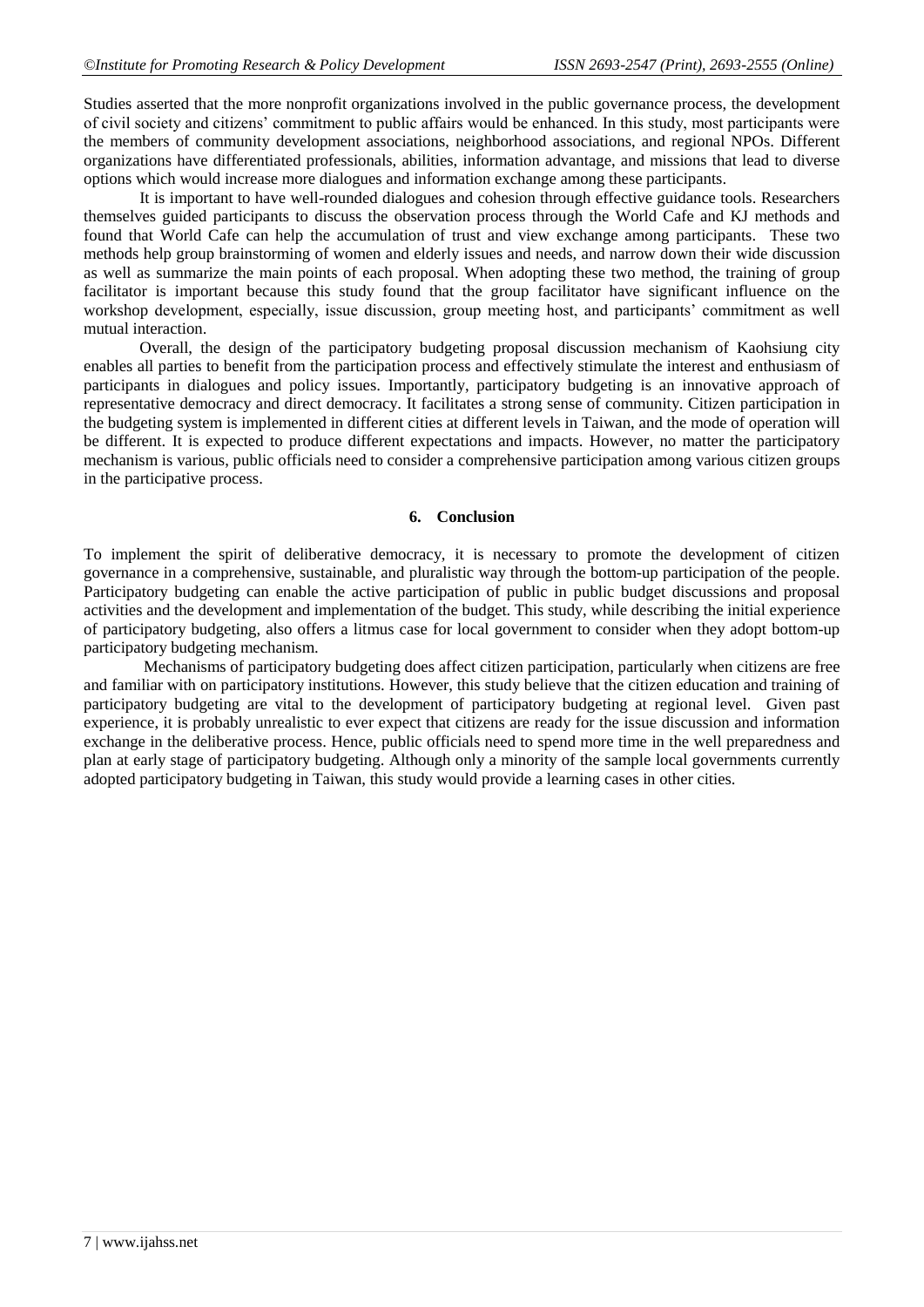Studies asserted that the more nonprofit organizations involved in the public governance process, the development of civil society and citizens' commitment to public affairs would be enhanced. In this study, most participants were the members of community development associations, neighborhood associations, and regional NPOs. Different organizations have differentiated professionals, abilities, information advantage, and missions that lead to diverse options which would increase more dialogues and information exchange among these participants.

It is important to have well-rounded dialogues and cohesion through effective guidance tools. Researchers themselves guided participants to discuss the observation process through the World Cafe and KJ methods and found that World Cafe can help the accumulation of trust and view exchange among participants. These two methods help group brainstorming of women and elderly issues and needs, and narrow down their wide discussion as well as summarize the main points of each proposal. When adopting these two method, the training of group facilitator is important because this study found that the group facilitator have significant influence on the workshop development, especially, issue discussion, group meeting host, and participants' commitment as well mutual interaction.

Overall, the design of the participatory budgeting proposal discussion mechanism of Kaohsiung city enables all parties to benefit from the participation process and effectively stimulate the interest and enthusiasm of participants in dialogues and policy issues. Importantly, participatory budgeting is an innovative approach of representative democracy and direct democracy. It facilitates a strong sense of community. Citizen participation in the budgeting system is implemented in different cities at different levels in Taiwan, and the mode of operation will be different. It is expected to produce different expectations and impacts. However, no matter the participatory mechanism is various, public officials need to consider a comprehensive participation among various citizen groups in the participative process.

## 6. Conclusion

To implement the spirit of deliberative democracy, it is necessary to promote the development of citizen governance in a comprehensive, sustainable, and pluralistic way through the bottom-up participation of the people. Participatory budgeting can enable the active participation of public in public budget discussions and proposal activities and the development and implementation of the budget. This study, while describing the initial experience of participatory budgeting, also offers a litmus case for local government to consider when they adopt bottom-up participatory budgeting mechanism.

Mechanisms of participatory budgeting does affect citizen participation, particularly when citizens are free and familiar with on participatory institutions. However, this study believe that the citizen education and training of participatory budgeting are vital to the development of participatory budgeting at regional level. Given past experience, it is probably unrealistic to ever expect that citizens are ready for the issue discussion and information exchange in the deliberative process. Hence, public officials need to spend more time in the well preparedness and plan at early stage of participatory budgeting. Although only a minority of the sample local governments currently adopted participatory budgeting in Taiwan, this study would provide a learning cases in other cities.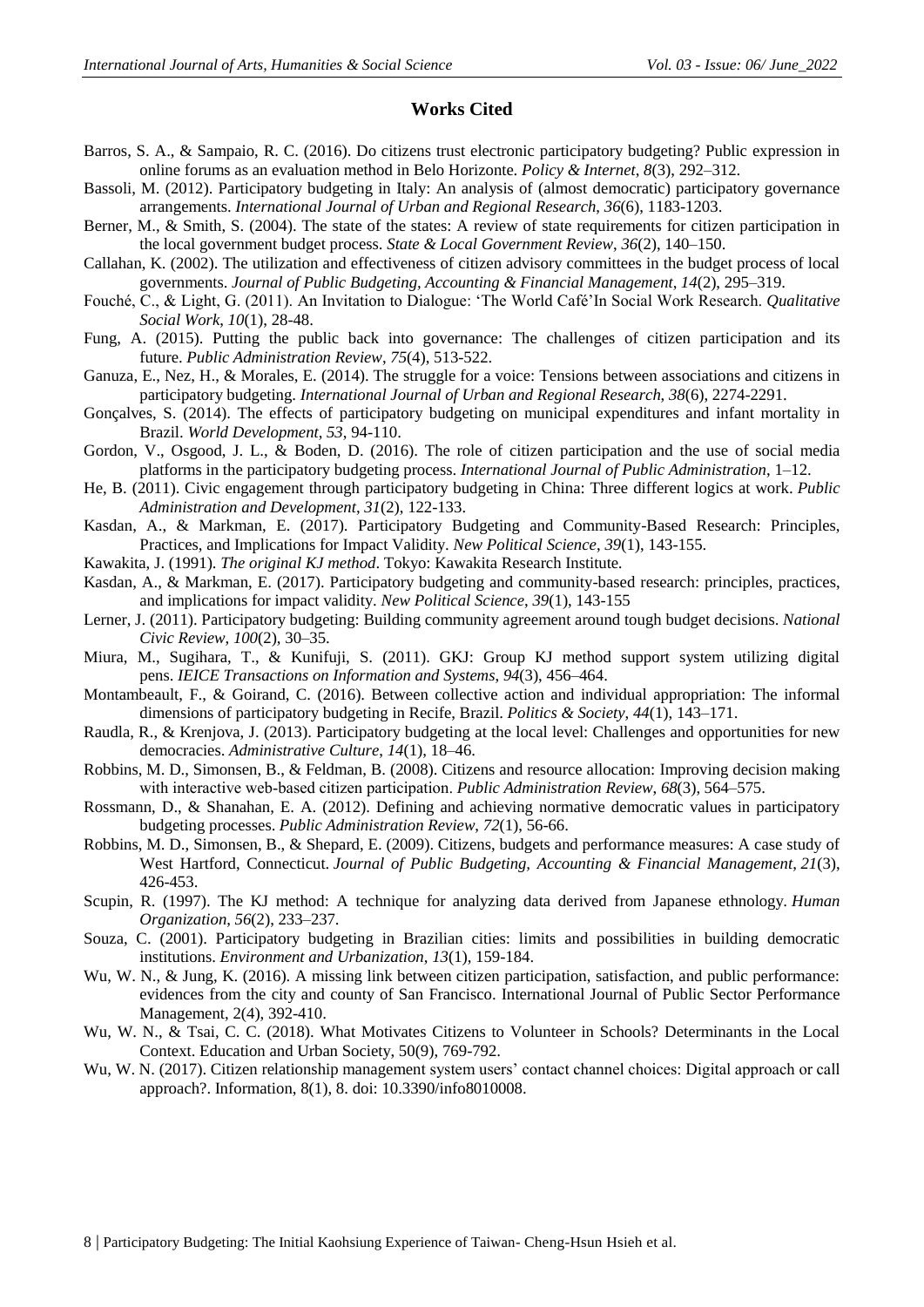## Works Cited

Barros, S. A., & Sampaio, R. C. (2016). Do citizens trust electronic participatory budgeting? Public expression in online forums as an evaluation method in Belo Horizonte. *Policy & Internet*, *8*(3), 292–312.

Bassoli, M. (2012). Participatory budgeting in Italy: An analysis of (almost democratic) participatory governance arrangements. *International Journal of Urban and Regional Research*, *36*(6), 1183-1203.

Berner, M., & Smith, S. (2004). The state of the states: A review of state requirements for citizen participation in the local government budget process. *State & Local Government Review*, *36*(2), 140–150.

Callahan, K. (2002). The utilization and effectiveness of citizen advisory committees in the budget process of local governments. *Journal of Public Budgeting, Accounting & Financial Management*, *14*(2), 295–319.

Fouché, C., & Light, G. (2011). An Invitation to Dialogue: 'The World Café'In Social Work Research. *Qualitative Social Work*, *10*(1), 28-48.

Fung, A. (2015). Putting the public back into governance: The challenges of citizen participation and its future. *Public Administration Review*, *75*(4), 513-522.

Ganuza, E., Nez, H., & Morales, E. (2014). The struggle for a voice: Tensions between associations and citizens in participatory budgeting. *International Journal of Urban and Regional Research*, *38*(6), 2274-2291.

Gonçalves, S. (2014). The effects of participatory budgeting on municipal expenditures and infant mortality in Brazil. *World Development*, *53*, 94-110.

Gordon, V., Osgood, J. L., & Boden, D. (2016). The role of citizen participation and the use of social media platforms in the participatory budgeting process. *International Journal of Public Administration*, 1–12.

He, B. (2011). Civic engagement through participatory budgeting in China: Three different logics at work. *Public Administration and Development*, *31*(2), 122-133.

Kasdan, A., & Markman, E. (2017). Participatory Budgeting and Community-Based Research: Principles, Practices, and Implications for Impact Validity. *New Political Science*, *39*(1), 143-155.

Kawakita, J. (1991). *The original KJ method*. Tokyo: Kawakita Research Institute.

Kasdan, A., & Markman, E. (2017). Participatory budgeting and community-based research: principles, practices, and implications for impact validity. *New Political Science*, *39*(1), 143-155

Lerner, J. (2011). Participatory budgeting: Building community agreement around tough budget decisions. *National Civic Review*, *100*(2), 30–35.

Miura, M., Sugihara, T., & Kunifuji, S. (2011). GKJ: Group KJ method support system utilizing digital pens. *IEICE Transactions on Information and Systems*, *94*(3), 456–464.

Montambeault, F., & Goirand, C. (2016). Between collective action and individual appropriation: The informal dimensions of participatory budgeting in Recife, Brazil. *Politics & Society*, *44*(1), 143–171.

Raudla, R., & Krenjova, J. (2013). Participatory budgeting at the local level: Challenges and opportunities for new democracies. *Administrative Culture*, *14*(1), 18–46.

Robbins, M. D., Simonsen, B., & Feldman, B. (2008). Citizens and resource allocation: Improving decision making with interactive web-based citizen participation. *Public Administration Review*, *68*(3), 564–575.

Rossmann, D., & Shanahan, E. A. (2012). Defining and achieving normative democratic values in participatory budgeting processes. *Public Administration Review*, *72*(1), 56-66.

Robbins, M. D., Simonsen, B., & Shepard, E. (2009). Citizens, budgets and performance measures: A case study of West Hartford, Connecticut. *Journal of Public Budgeting, Accounting & Financial Management*, *21*(3), 426-453.

Scupin, R. (1997). The KJ method: A technique for analyzing data derived from Japanese ethnology. *Human Organization*, *56*(2), 233–237.

Souza, C. (2001). Participatory budgeting in Brazilian cities: limits and possibilities in building democratic institutions. *Environment and Urbanization*, *13*(1), 159-184.

Wu, W. N., & Jung, K. (2016). A missing link between citizen participation, satisfaction, and public performance: evidences from the city and county of San Francisco. International Journal of Public Sector Performance Management, 2(4), 392-410.

Wu, W. N., & Tsai, C. C. (2018). What Motivates Citizens to Volunteer in Schools? Determinants in the Local Context. Education and Urban Society, 50(9), 769-792.

Wu, W. N. (2017). Citizen relationship management system users' contact channel choices: Digital approach or call approach?. Information, 8(1), 8. doi: 10.3390/info8010008.